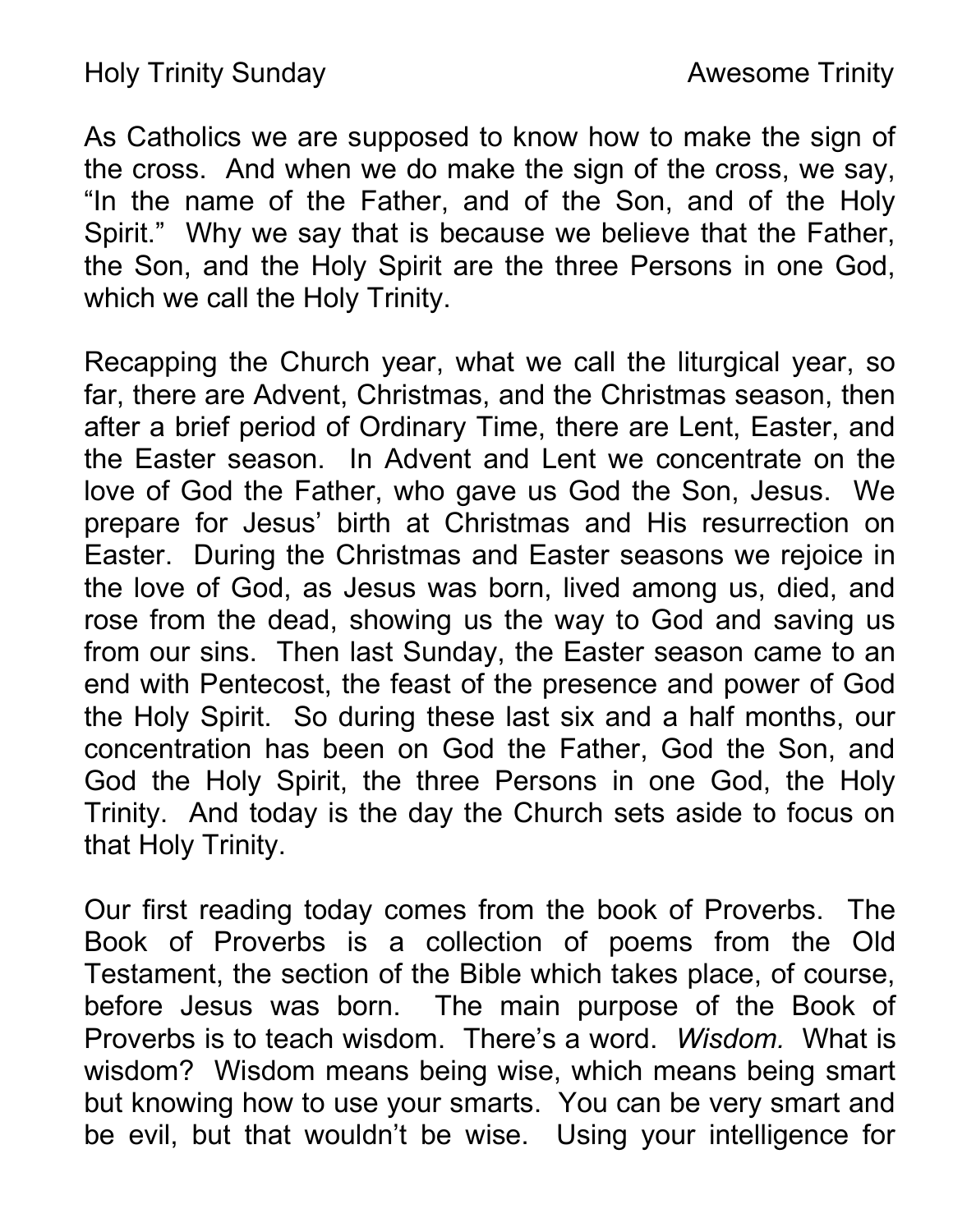Holy Trinity Sunday Awesome Trinity

As Catholics we are supposed to know how to make the sign of the cross. And when we do make the sign of the cross, we say, "In the name of the Father, and of the Son, and of the Holy Spirit." Why we say that is because we believe that the Father, the Son, and the Holy Spirit are the three Persons in one God, which we call the Holy Trinity.

Recapping the Church year, what we call the liturgical year, so far, there are Advent, Christmas, and the Christmas season, then after a brief period of Ordinary Time, there are Lent, Easter, and the Easter season. In Advent and Lent we concentrate on the love of God the Father, who gave us God the Son, Jesus. We prepare for Jesus' birth at Christmas and His resurrection on Easter. During the Christmas and Easter seasons we rejoice in the love of God, as Jesus was born, lived among us, died, and rose from the dead, showing us the way to God and saving us from our sins. Then last Sunday, the Easter season came to an end with Pentecost, the feast of the presence and power of God the Holy Spirit. So during these last six and a half months, our concentration has been on God the Father, God the Son, and God the Holy Spirit, the three Persons in one God, the Holy Trinity. And today is the day the Church sets aside to focus on that Holy Trinity.

Our first reading today comes from the book of Proverbs. The Book of Proverbs is a collection of poems from the Old Testament, the section of the Bible which takes place, of course, before Jesus was born. The main purpose of the Book of Proverbs is to teach wisdom. There's a word. *Wisdom.* What is wisdom? Wisdom means being wise, which means being smart but knowing how to use your smarts. You can be very smart and be evil, but that wouldn't be wise. Using your intelligence for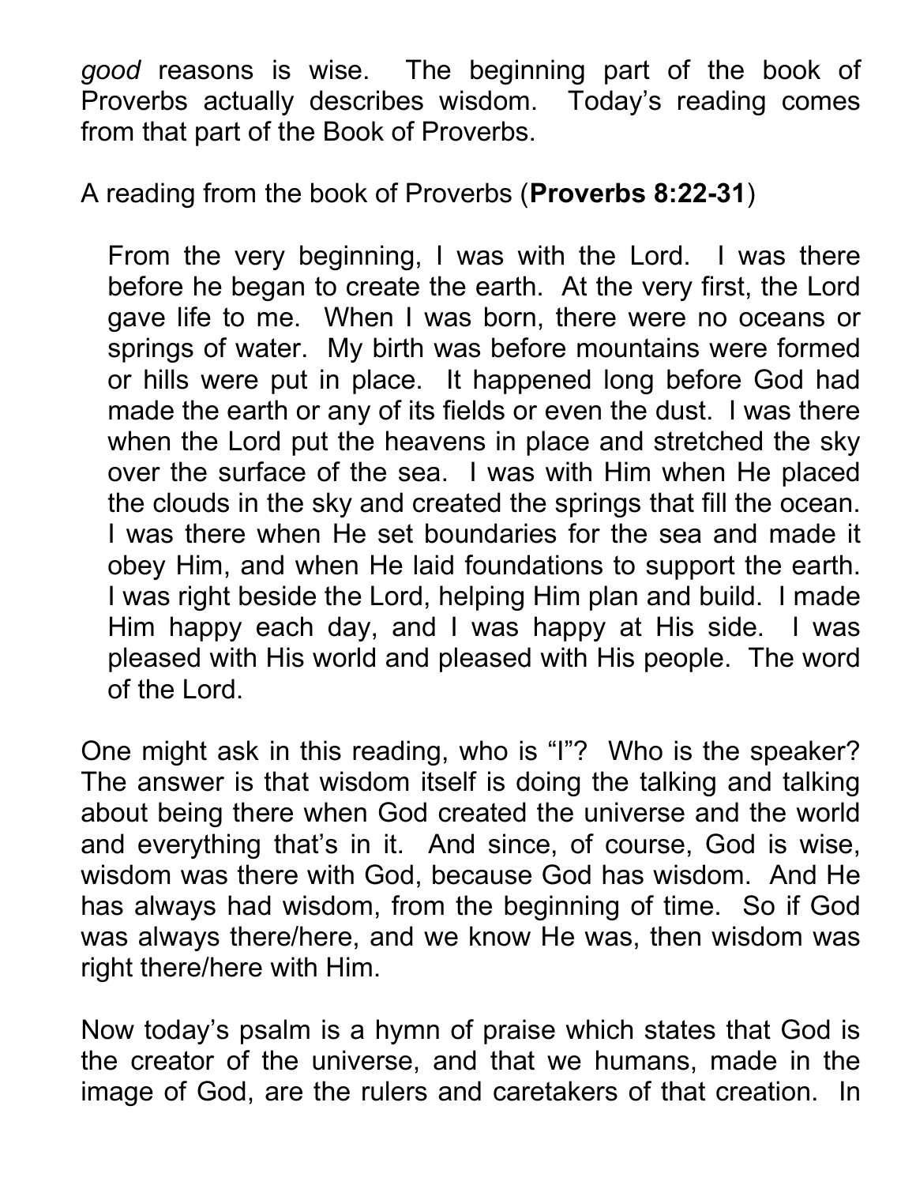*good* reasons is wise. The beginning part of the book of Proverbs actually describes wisdom. Today's reading comes from that part of the Book of Proverbs.

A reading from the book of Proverbs (**Proverbs 8:22-31**)

> From the very beginning, I was with the Lord. I was there before he began to create the earth. At the very first, the Lord gave life to me. When I was born, there were no oceans or springs of water. My birth was before mountains were formed or hills were put in place. It happened long before God had made the earth or any of its fields or even the dust. I was there when the Lord put the heavens in place and stretched the sky over the surface of the sea. I was with Him when He placed the clouds in the sky and created the springs that fill the ocean. I was there when He set boundaries for the sea and made it obey Him, and when He laid foundations to support the earth. I was right beside the Lord, helping Him plan and build. I made Him happy each day, and I was happy at His side. I was pleased with His world and pleased with His people. The word of the Lord.

One might ask in this reading, who is "I"? Who is the speaker? The answer is that wisdom itself is doing the talking and talking about being there when God created the universe and the world and everything that's in it. And since, of course, God is wise, wisdom was there with God, because God has wisdom. And He has always had wisdom, from the beginning of time. So if God was always there/here, and we know He was, then wisdom was right there/here with Him.

Now today's psalm is a hymn of praise which states that God is the creator of the universe, and that we humans, made in the image of God, are the rulers and caretakers of that creation. In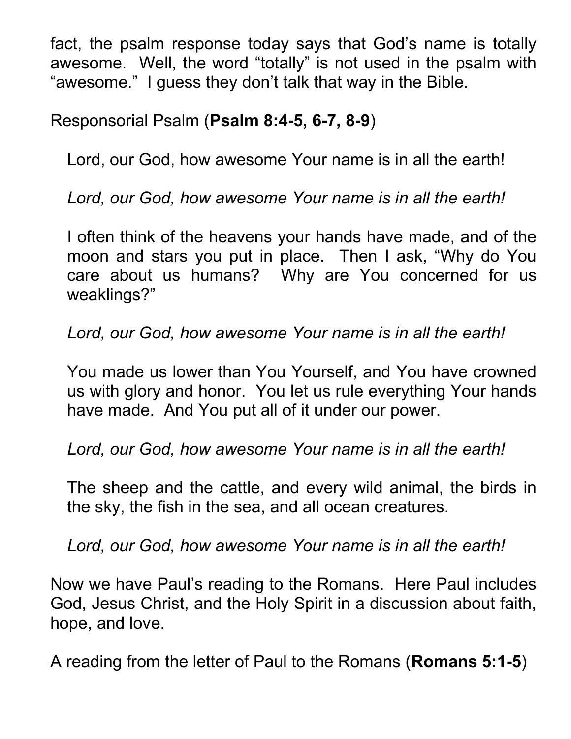fact, the psalm response today says that God's name is totally awesome. Well, the word "totally" is not used in the psalm with "awesome." I guess they don't talk that way in the Bible.

Responsorial Psalm (**Psalm 8:4-5, 6-7, 8-9**)

Lord, our God, how awesome Your name is in all the earth!

*Lord, our God, how awesome Your name is in all the earth!*

I often think of the heavens your hands have made, and of the moon and stars you put in place. Then I ask, "Why do You care about us humans? Why are You concerned for us weaklings?"

*Lord, our God, how awesome Your name is in all the earth!*

You made us lower than You Yourself, and You have crowned us with glory and honor. You let us rule everything Your hands have made. And You put all of it under our power.

*Lord, our God, how awesome Your name is in all the earth!*

The sheep and the cattle, and every wild animal, the birds in the sky, the fish in the sea, and all ocean creatures.

*Lord, our God, how awesome Your name is in all the earth!*

Now we have Paul's reading to the Romans. Here Paul includes God, Jesus Christ, and the Holy Spirit in a discussion about faith, hope, and love.

A reading from the letter of Paul to the Romans (**Romans 5:1-5**)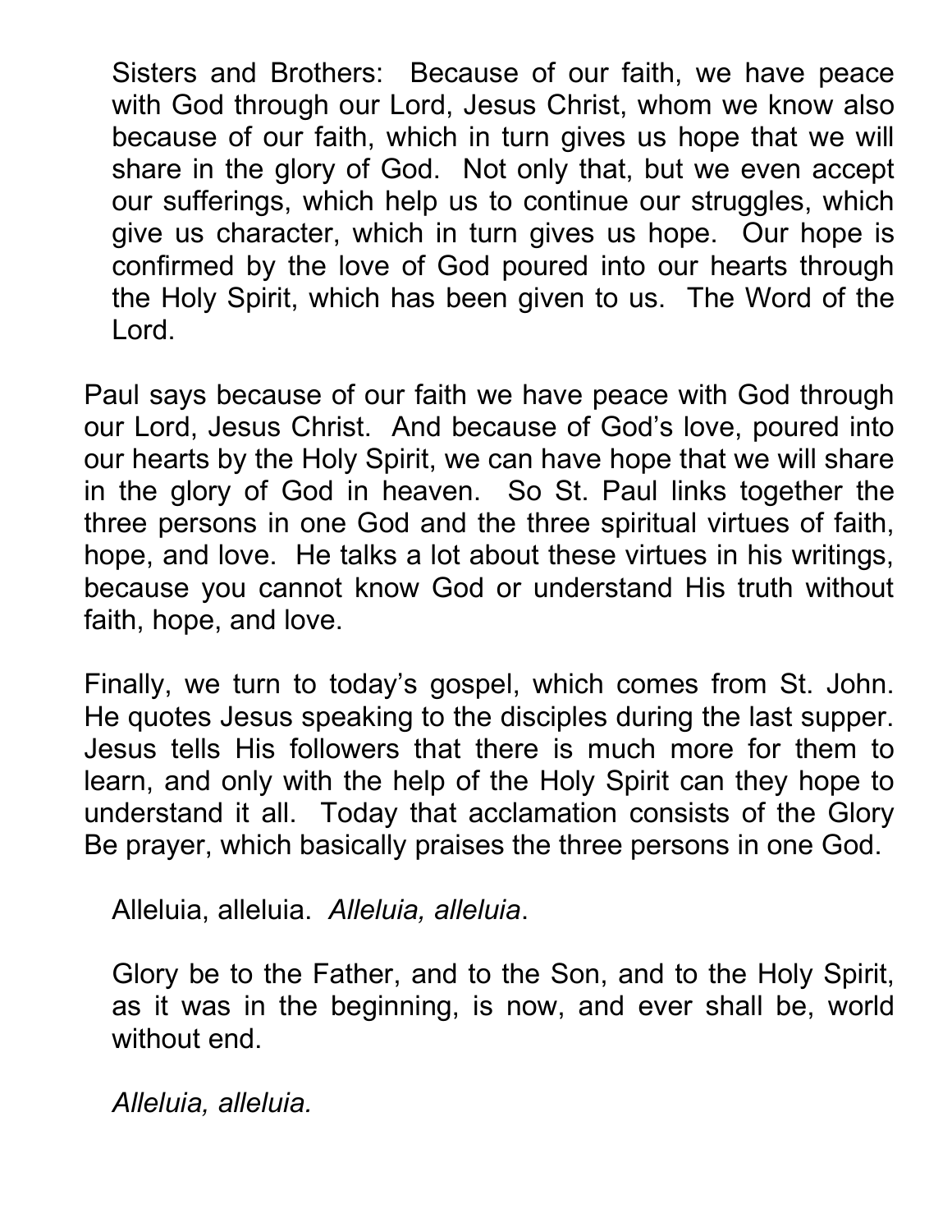Sisters and Brothers: Because of our faith, we have peace with God through our Lord, Jesus Christ, whom we know also because of our faith, which in turn gives us hope that we will share in the glory of God. Not only that, but we even accept our sufferings, which help us to continue our struggles, which give us character, which in turn gives us hope. Our hope is confirmed by the love of God poured into our hearts through the Holy Spirit, which has been given to us. The Word of the Lord.

Paul says because of our faith we have peace with God through our Lord, Jesus Christ. And because of God's love, poured into our hearts by the Holy Spirit, we can have hope that we will share in the glory of God in heaven. So St. Paul links together the three persons in one God and the three spiritual virtues of faith, hope, and love. He talks a lot about these virtues in his writings, because you cannot know God or understand His truth without faith, hope, and love.

Finally, we turn to today's gospel, which comes from St. John. He quotes Jesus speaking to the disciples during the last supper. Jesus tells His followers that there is much more for them to learn, and only with the help of the Holy Spirit can they hope to understand it all. Today that acclamation consists of the Glory Be prayer, which basically praises the three persons in one God.

Alleluia, alleluia. *Alleluia, alleluia*.

Glory be to the Father, and to the Son, and to the Holy Spirit, as it was in the beginning, is now, and ever shall be, world without end.

*Alleluia, alleluia.*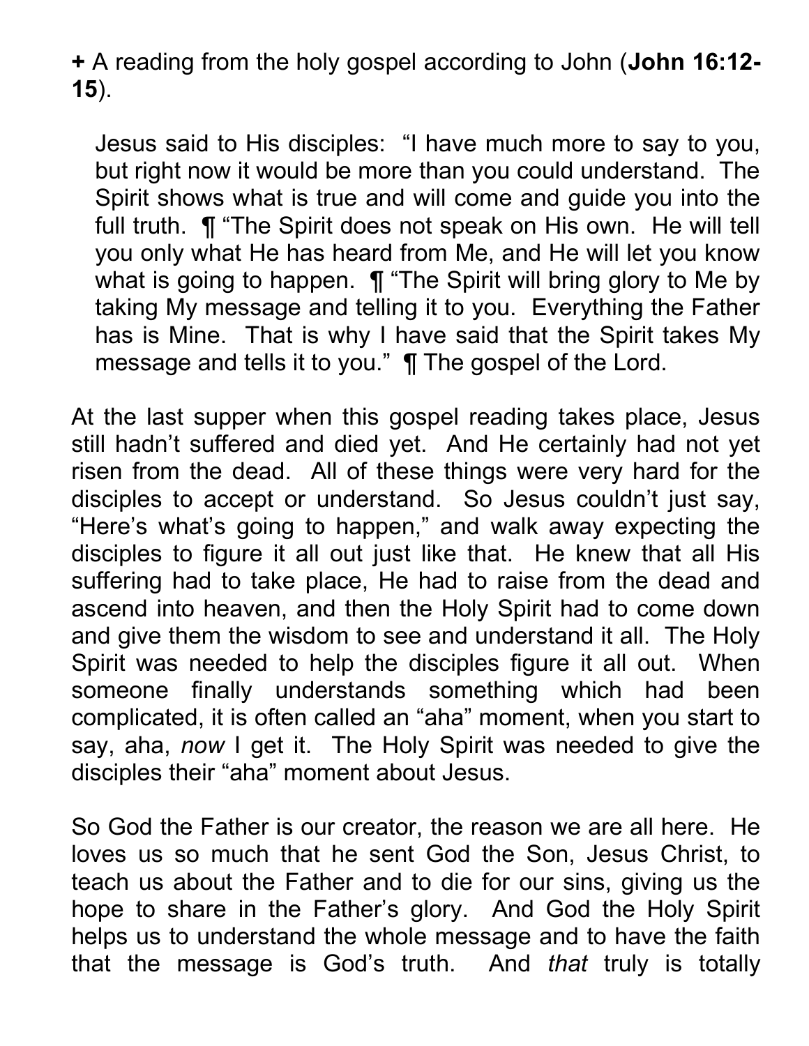**+** A reading from the holy gospel according to John (**John 16:12-15**).

> Jesus said to His disciples: "I have much more to say to you, but right now it would be more than you could understand. The Spirit shows what is true and will come and guide you into the full truth. ¶ "The Spirit does not speak on His own. He will tell you only what He has heard from Me, and He will let you know what is going to happen. ¶ "The Spirit will bring glory to Me by taking My message and telling it to you. Everything the Father has is Mine. That is why I have said that the Spirit takes My message and tells it to you." ¶ The gospel of the Lord.

At the last supper when this gospel reading takes place, Jesus still hadn't suffered and died yet. And He certainly had not yet risen from the dead. All of these things were very hard for the disciples to accept or understand. So Jesus couldn't just say, "Here's what's going to happen," and walk away expecting the disciples to figure it all out just like that. He knew that all His suffering had to take place, He had to raise from the dead and ascend into heaven, and then the Holy Spirit had to come down and give them the wisdom to see and understand it all. The Holy Spirit was needed to help the disciples figure it all out. When someone finally understands something which had been complicated, it is often called an "aha" moment, when you start to say, aha, *now* I get it. The Holy Spirit was needed to give the disciples their "aha" moment about Jesus.

So God the Father is our creator, the reason we are all here. He loves us so much that he sent God the Son, Jesus Christ, to teach us about the Father and to die for our sins, giving us the hope to share in the Father's glory. And God the Holy Spirit helps us to understand the whole message and to have the faith that the message is God's truth. And *that* truly is totally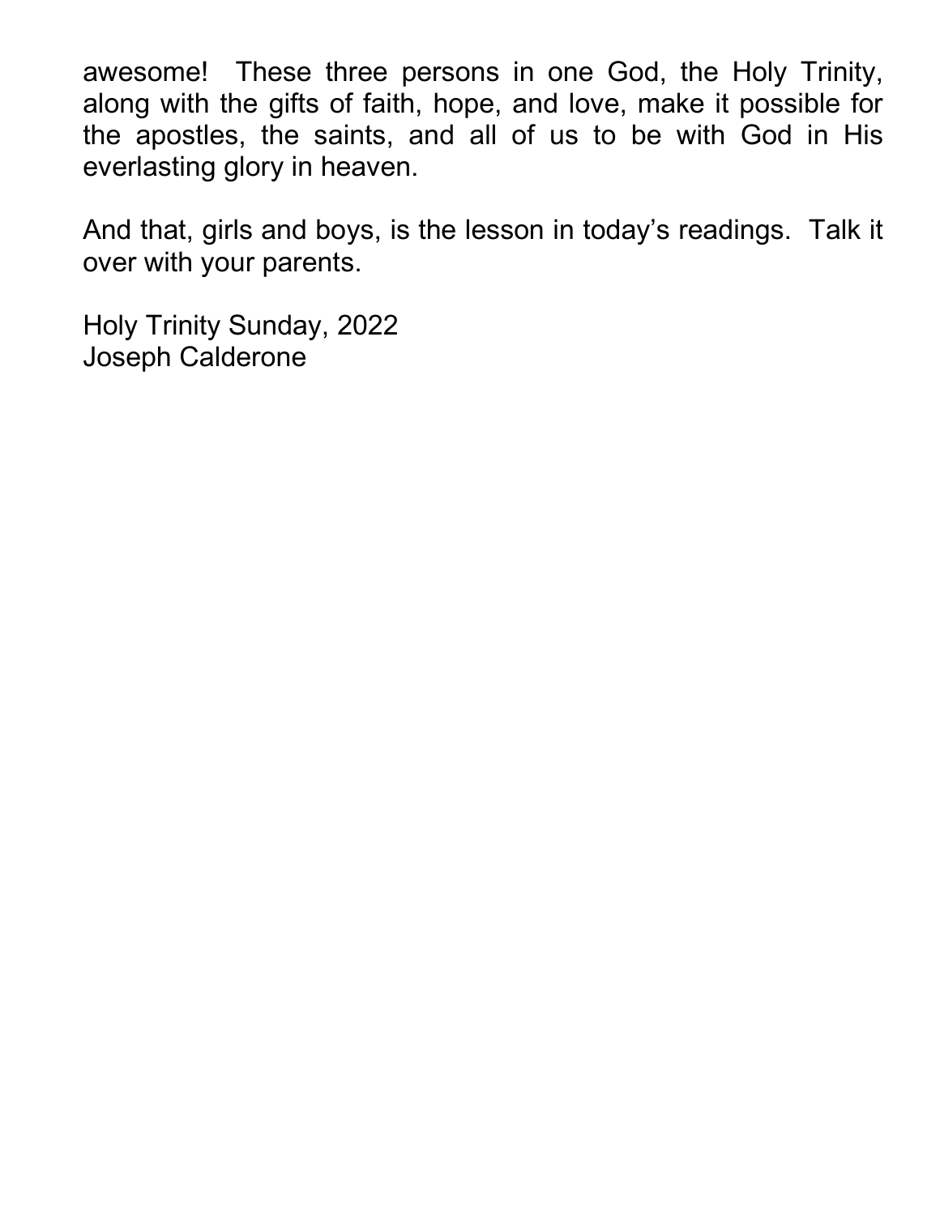awesome!  These three persons in one God, the Holy Trinity, along with the gifts of faith, hope, and love, make it possible for the apostles, the saints, and all of us to be with God in His everlasting glory in heaven.

And that, girls and boys, is the lesson in today's readings.  Talk it over with your parents.

Holy Trinity Sunday, 2022  
Joseph Calderone